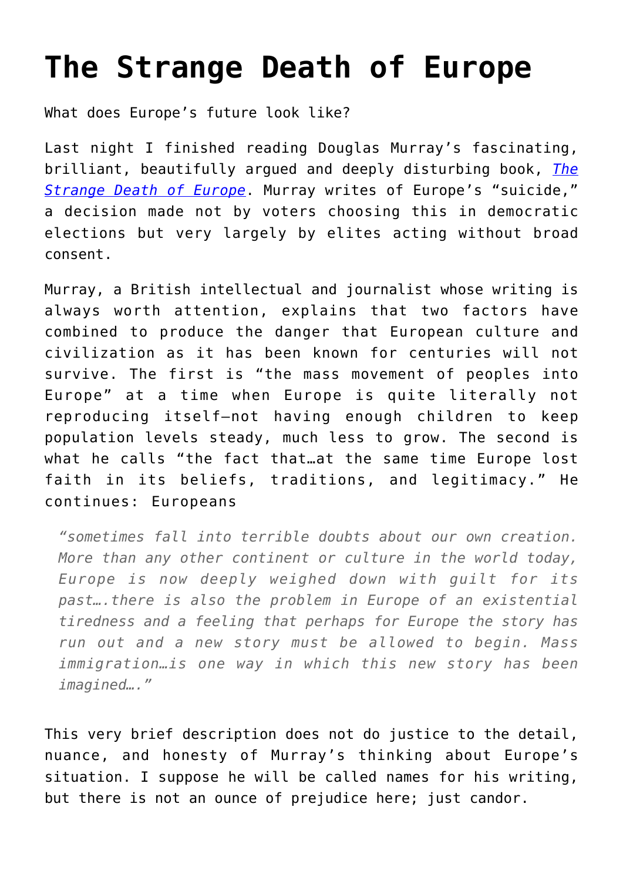# The Strange Death of Europe

What does Europe's future look like?

Last night I finished reading Douglas Murray's fascinating, brilliant, beautifully argued and deeply disturbing book, [The Strange Death of Europe](). Murray writes of Europe's "suicide," a decision made not by voters choosing this in democratic elections but very largely by elites acting without broad consent.

Murray, a British intellectual and journalist whose writing is always worth attention, explains that two factors have combined to produce the danger that European culture and civilization as it has been known for centuries will not survive. The first is "the mass movement of peoples into Europe" at a time when Europe is quite literally not reproducing itself—not having enough children to keep population levels steady, much less to grow. The second is what he calls "the fact that…at the same time Europe lost faith in its beliefs, traditions, and legitimacy." He continues: Europeans

> *"sometimes fall into terrible doubts about our own creation. More than any other continent or culture in the world today, Europe is now deeply weighed down with guilt for its past….there is also the problem in Europe of an existential tiredness and a feeling that perhaps for Europe the story has run out and a new story must be allowed to begin. Mass immigration…is one way in which this new story has been imagined…."*

This very brief description does not do justice to the detail, nuance, and honesty of Murray's thinking about Europe's situation. I suppose he will be called names for his writing, but there is not an ounce of prejudice here; just candor.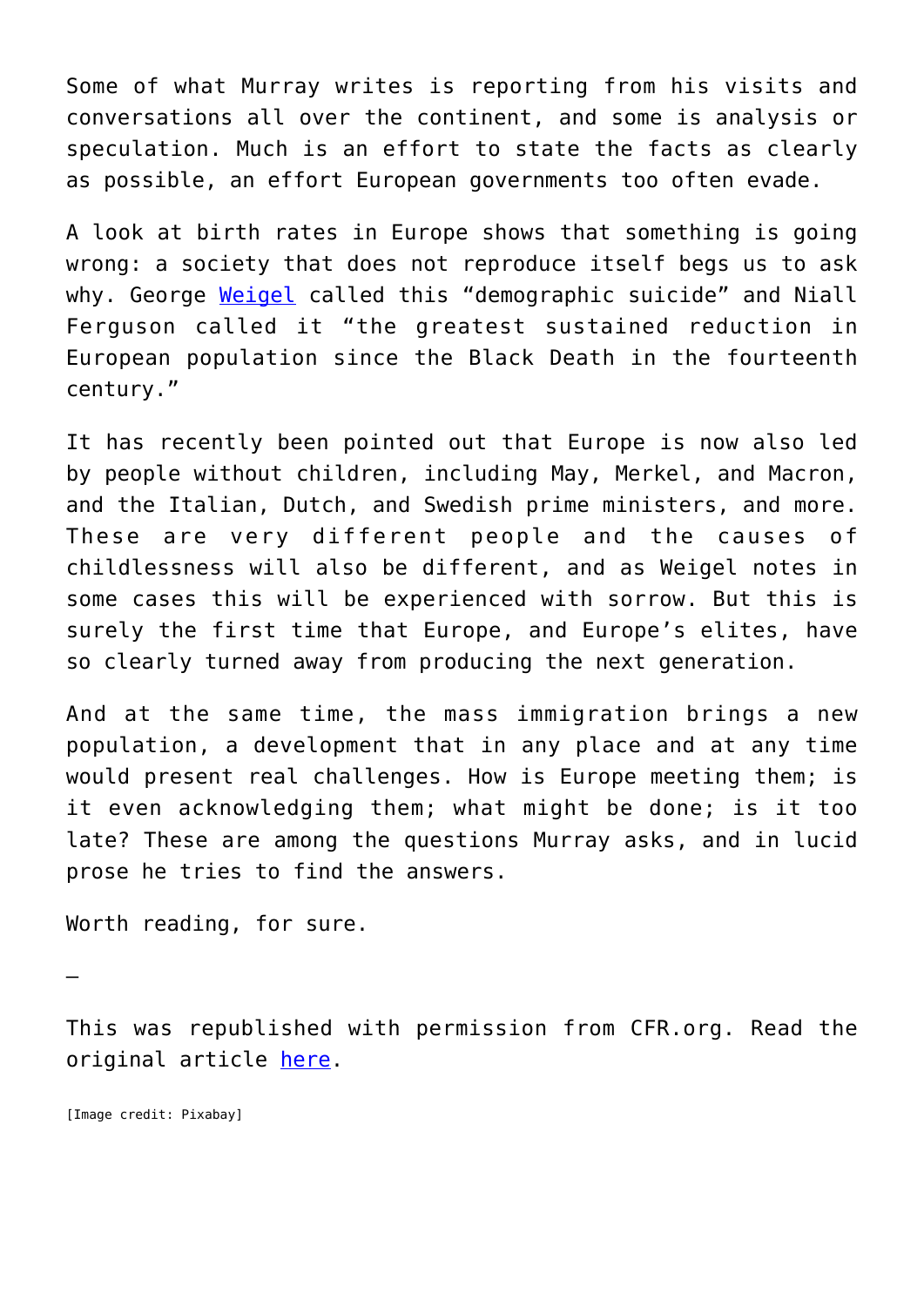Some of what Murray writes is reporting from his visits and conversations all over the continent, and some is analysis or speculation. Much is an effort to state the facts as clearly as possible, an effort European governments too often evade.

A look at birth rates in Europe shows that something is going wrong: a society that does not reproduce itself begs us to ask why. George Weigel called this "demographic suicide" and Niall Ferguson called it "the greatest sustained reduction in European population since the Black Death in the fourteenth century."

It has recently been pointed out that Europe is now also led by people without children, including May, Merkel, and Macron, and the Italian, Dutch, and Swedish prime ministers, and more. These are very different people and the causes of childlessness will also be different, and as Weigel notes in some cases this will be experienced with sorrow. But this is surely the first time that Europe, and Europe's elites, have so clearly turned away from producing the next generation.

And at the same time, the mass immigration brings a new population, a development that in any place and at any time would present real challenges. How is Europe meeting them; is it even acknowledging them; what might be done; is it too late? These are among the questions Murray asks, and in lucid prose he tries to find the answers.

Worth reading, for sure.

—

This was republished with permission from CFR.org. Read the original article here.

[Image credit: Pixabay]